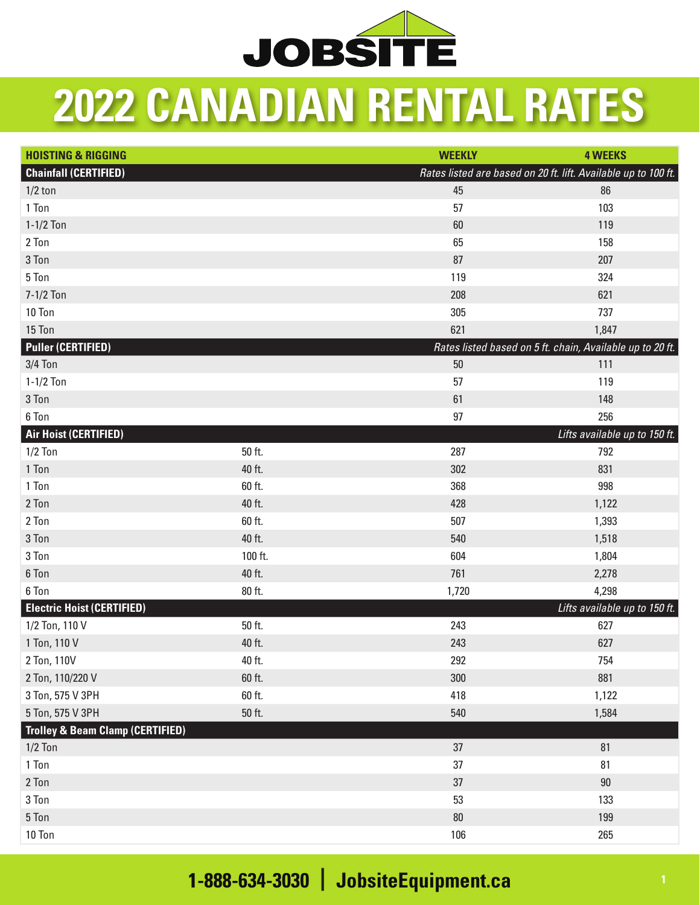# JOBSITE

# 2022 CANADIAN RENTAL RATES

| HOISTING & RIGGING | | WEEKLY | 4 WEEKS |
|---|---|---|---|
| **Chainfall (CERTIFIED)** | | *Rates listed are based on 20 ft. lift. Available up to 100 ft.* | |
| 1/2 ton | | 45 | 86 |
| 1 Ton | | 57 | 103 |
| 1-1/2 Ton | | 60 | 119 |
| 2 Ton | | 65 | 158 |
| 3 Ton | | 87 | 207 |
| 5 Ton | | 119 | 324 |
| 7-1/2 Ton | | 208 | 621 |
| 10 Ton | | 305 | 737 |
| 15 Ton | | 621 | 1,847 |
| **Puller (CERTIFIED)** | | *Rates listed based on 5 ft. chain, Available up to 20 ft.* | |
| 3/4 Ton | | 50 | 111 |
| 1-1/2 Ton | | 57 | 119 |
| 3 Ton | | 61 | 148 |
| 6 Ton | | 97 | 256 |
| **Air Hoist (CERTIFIED)** | | | *Lifts available up to 150 ft.* |
| 1/2 Ton | 50 ft. | 287 | 792 |
| 1 Ton | 40 ft. | 302 | 831 |
| 1 Ton | 60 ft. | 368 | 998 |
| 2 Ton | 40 ft. | 428 | 1,122 |
| 2 Ton | 60 ft. | 507 | 1,393 |
| 3 Ton | 40 ft. | 540 | 1,518 |
| 3 Ton | 100 ft. | 604 | 1,804 |
| 6 Ton | 40 ft. | 761 | 2,278 |
| 6 Ton | 80 ft. | 1,720 | 4,298 |
| **Electric Hoist (CERTIFIED)** | | | *Lifts available up to 150 ft.* |
| 1/2 Ton, 110 V | 50 ft. | 243 | 627 |
| 1 Ton, 110 V | 40 ft. | 243 | 627 |
| 2 Ton, 110V | 40 ft. | 292 | 754 |
| 2 Ton, 110/220 V | 60 ft. | 300 | 881 |
| 3 Ton, 575 V 3PH | 60 ft. | 418 | 1,122 |
| 5 Ton, 575 V 3PH | 50 ft. | 540 | 1,584 |
| **Trolley & Beam Clamp (CERTIFIED)** | | | |
| 1/2 Ton | | 37 | 81 |
| 1 Ton | | 37 | 81 |
| 2 Ton | | 37 | 90 |
| 3 Ton | | 53 | 133 |
| 5 Ton | | 80 | 199 |
| 10 Ton | | 106 | 265 |

**1-888-634-3030 | JobsiteEquipment.ca**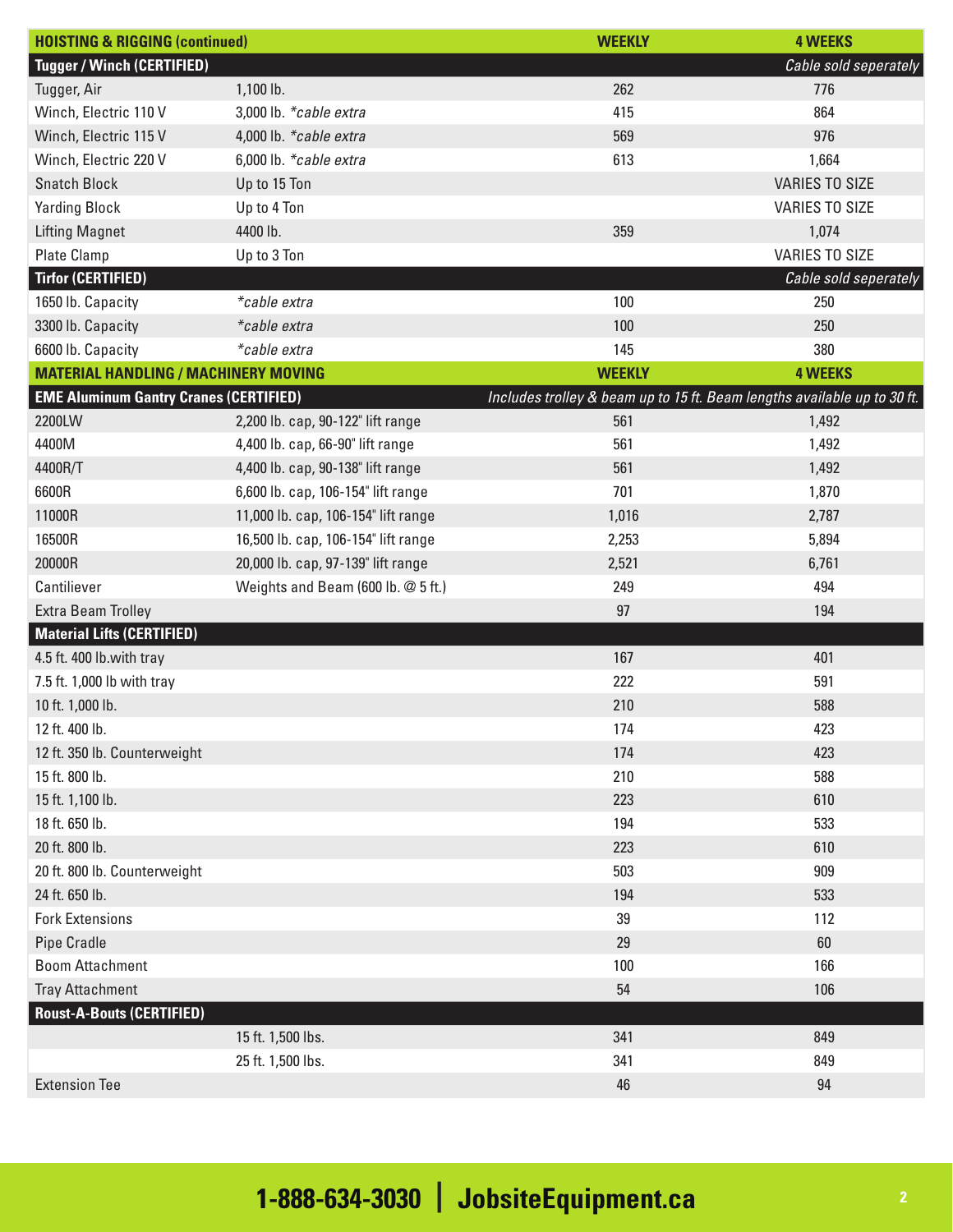| HOISTING & RIGGING (continued) | | WEEKLY | 4 WEEKS |
|---|---|---|---|
| **Tugger / Winch (CERTIFIED)** | | | *Cable sold seperately* |
| Tugger, Air | 1,100 lb. | 262 | 776 |
| Winch, Electric 110 V | 3,000 lb. *cable extra* | 415 | 864 |
| Winch, Electric 115 V | 4,000 lb. *cable extra* | 569 | 976 |
| Winch, Electric 220 V | 6,000 lb. *cable extra* | 613 | 1,664 |
| Snatch Block | Up to 15 Ton | | VARIES TO SIZE |
| Yarding Block | Up to 4 Ton | | VARIES TO SIZE |
| Lifting Magnet | 4400 lb. | 359 | 1,074 |
| Plate Clamp | Up to 3 Ton | | VARIES TO SIZE |
| **Tirfor (CERTIFIED)** | | | *Cable sold seperately* |
| 1650 lb. Capacity | *cable extra* | 100 | 250 |
| 3300 lb. Capacity | *cable extra* | 100 | 250 |
| 6600 lb. Capacity | *cable extra* | 145 | 380 |

| MATERIAL HANDLING / MACHINERY MOVING | | WEEKLY | 4 WEEKS |
|---|---|---|---|
| **EME Aluminum Gantry Cranes (CERTIFIED)** | *Includes trolley & beam up to 15 ft. Beam lengths available up to 30 ft.* | | |
| 2200LW | 2,200 lb. cap, 90-122" lift range | 561 | 1,492 |
| 4400M | 4,400 lb. cap, 66-90" lift range | 561 | 1,492 |
| 4400R/T | 4,400 lb. cap, 90-138" lift range | 561 | 1,492 |
| 6600R | 6,600 lb. cap, 106-154" lift range | 701 | 1,870 |
| 11000R | 11,000 lb. cap, 106-154" lift range | 1,016 | 2,787 |
| 16500R | 16,500 lb. cap, 106-154" lift range | 2,253 | 5,894 |
| 20000R | 20,000 lb. cap, 97-139" lift range | 2,521 | 6,761 |
| Cantiliever | Weights and Beam (600 lb. @ 5 ft.) | 249 | 494 |
| Extra Beam Trolley | | 97 | 194 |
| **Material Lifts (CERTIFIED)** | | | |
| 4.5 ft. 400 lb.with tray | | 167 | 401 |
| 7.5 ft. 1,000 lb with tray | | 222 | 591 |
| 10 ft. 1,000 lb. | | 210 | 588 |
| 12 ft. 400 lb. | | 174 | 423 |
| 12 ft. 350 lb. Counterweight | | 174 | 423 |
| 15 ft. 800 lb. | | 210 | 588 |
| 15 ft. 1,100 lb. | | 223 | 610 |
| 18 ft. 650 lb. | | 194 | 533 |
| 20 ft. 800 lb. | | 223 | 610 |
| 20 ft. 800 lb. Counterweight | | 503 | 909 |
| 24 ft. 650 lb. | | 194 | 533 |
| Fork Extensions | | 39 | 112 |
| Pipe Cradle | | 29 | 60 |
| Boom Attachment | | 100 | 166 |
| Tray Attachment | | 54 | 106 |
| **Roust-A-Bouts (CERTIFIED)** | | | |
| | 15 ft. 1,500 lbs. | 341 | 849 |
| | 25 ft. 1,500 lbs. | 341 | 849 |
| Extension Tee | | 46 | 94 |

**1-888-634-3030 | JobsiteEquipment.ca**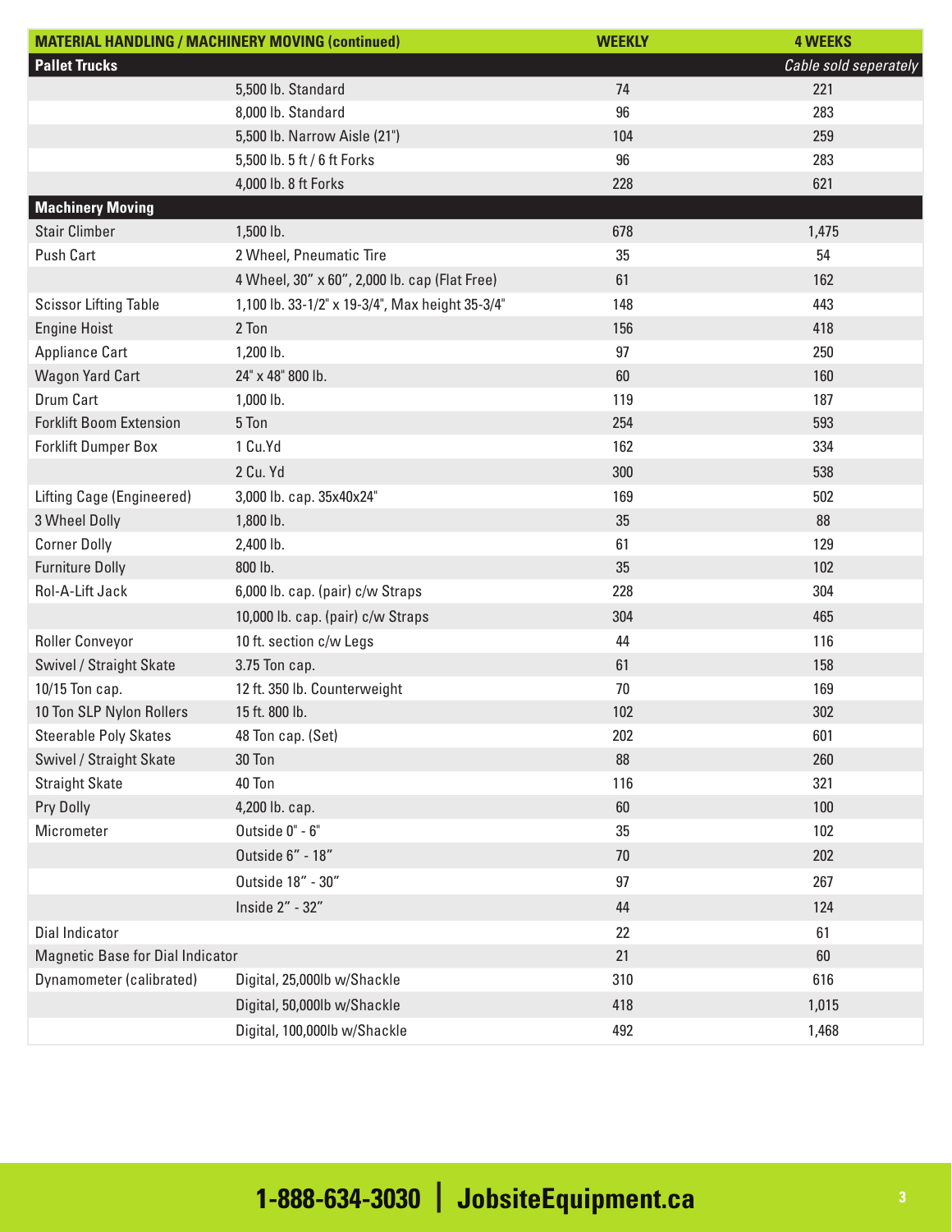| MATERIAL HANDLING / MACHINERY MOVING (continued) | | WEEKLY | 4 WEEKS |
|---|---|---|---|
| **Pallet Trucks** | | | *Cable sold seperately* |
| | 5,500 lb. Standard | 74 | 221 |
| | 8,000 lb. Standard | 96 | 283 |
| | 5,500 lb. Narrow Aisle (21") | 104 | 259 |
| | 5,500 lb. 5 ft / 6 ft Forks | 96 | 283 |
| | 4,000 lb. 8 ft Forks | 228 | 621 |
| **Machinery Moving** | | | |
| Stair Climber | 1,500 lb. | 678 | 1,475 |
| Push Cart | 2 Wheel, Pneumatic Tire | 35 | 54 |
| | 4 Wheel, 30" x 60", 2,000 lb. cap (Flat Free) | 61 | 162 |
| Scissor Lifting Table | 1,100 lb. 33-1/2" x 19-3/4", Max height 35-3/4" | 148 | 443 |
| Engine Hoist | 2 Ton | 156 | 418 |
| Appliance Cart | 1,200 lb. | 97 | 250 |
| Wagon Yard Cart | 24" x 48" 800 lb. | 60 | 160 |
| Drum Cart | 1,000 lb. | 119 | 187 |
| Forklift Boom Extension | 5 Ton | 254 | 593 |
| Forklift Dumper Box | 1 Cu.Yd | 162 | 334 |
| | 2 Cu. Yd | 300 | 538 |
| Lifting Cage (Engineered) | 3,000 lb. cap. 35x40x24" | 169 | 502 |
| 3 Wheel Dolly | 1,800 lb. | 35 | 88 |
| Corner Dolly | 2,400 lb. | 61 | 129 |
| Furniture Dolly | 800 lb. | 35 | 102 |
| Rol-A-Lift Jack | 6,000 lb. cap. (pair) c/w Straps | 228 | 304 |
| | 10,000 lb. cap. (pair) c/w Straps | 304 | 465 |
| Roller Conveyor | 10 ft. section c/w Legs | 44 | 116 |
| Swivel / Straight Skate | 3.75 Ton cap. | 61 | 158 |
| 10/15 Ton cap. | 12 ft. 350 lb. Counterweight | 70 | 169 |
| 10 Ton SLP Nylon Rollers | 15 ft. 800 lb. | 102 | 302 |
| Steerable Poly Skates | 48 Ton cap. (Set) | 202 | 601 |
| Swivel / Straight Skate | 30 Ton | 88 | 260 |
| Straight Skate | 40 Ton | 116 | 321 |
| Pry Dolly | 4,200 lb. cap. | 60 | 100 |
| Micrometer | Outside 0" - 6" | 35 | 102 |
| | Outside 6" - 18" | 70 | 202 |
| | Outside 18" - 30" | 97 | 267 |
| | Inside 2" - 32" | 44 | 124 |
| Dial Indicator | | 22 | 61 |
| Magnetic Base for Dial Indicator | | 21 | 60 |
| Dynamometer (calibrated) | Digital, 25,000lb w/Shackle | 310 | 616 |
| | Digital, 50,000lb w/Shackle | 418 | 1,015 |
| | Digital, 100,000lb w/Shackle | 492 | 1,468 |

**1-888-634-3030 | JobsiteEquipment.ca**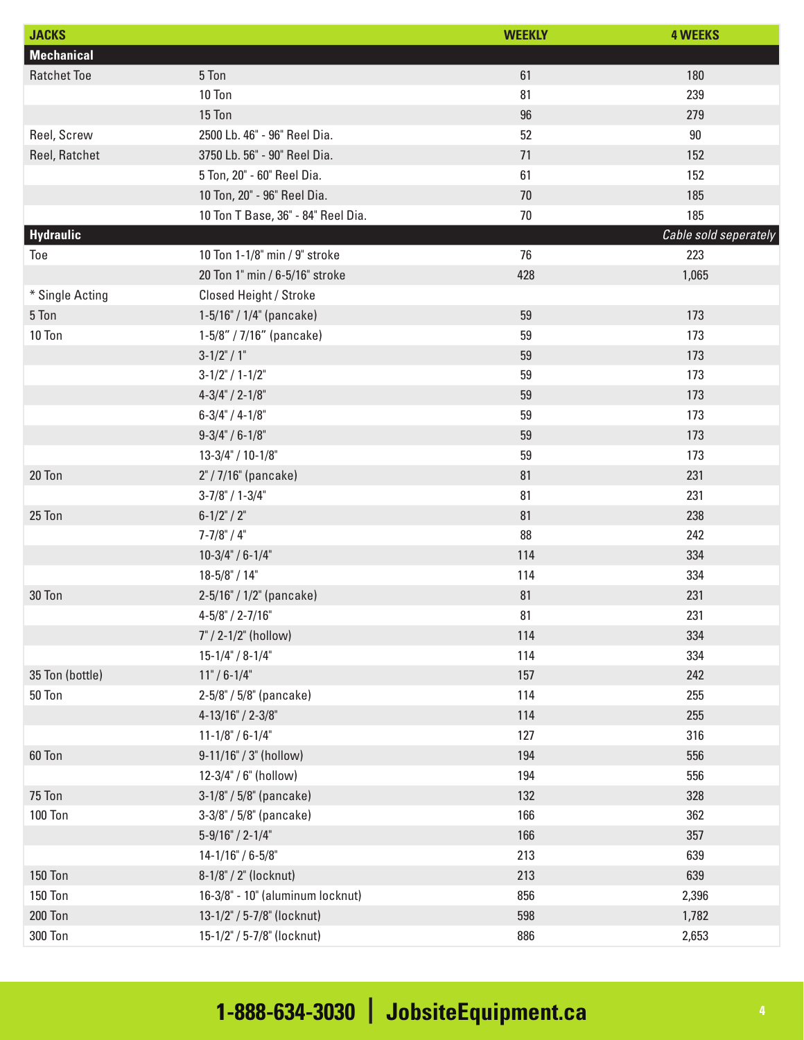| JACKS | | WEEKLY | 4 WEEKS |
| --- | --- | --- | --- |
| **Mechanical** | | | |
| Ratchet Toe | 5 Ton | 61 | 180 |
| | 10 Ton | 81 | 239 |
| | 15 Ton | 96 | 279 |
| Reel, Screw | 2500 Lb. 46" - 96" Reel Dia. | 52 | 90 |
| Reel, Ratchet | 3750 Lb. 56" - 90" Reel Dia. | 71 | 152 |
| | 5 Ton, 20" - 60" Reel Dia. | 61 | 152 |
| | 10 Ton, 20" - 96" Reel Dia. | 70 | 185 |
| | 10 Ton T Base, 36" - 84" Reel Dia. | 70 | 185 |
| **Hydraulic** | | | *Cable sold seperately* |
| Toe | 10 Ton 1-1/8" min / 9" stroke | 76 | 223 |
| | 20 Ton 1" min / 6-5/16" stroke | 428 | 1,065 |
| * Single Acting | Closed Height / Stroke | | |
| 5 Ton | 1-5/16" / 1/4" (pancake) | 59 | 173 |
| 10 Ton | 1-5/8" / 7/16" (pancake) | 59 | 173 |
| | 3-1/2" / 1" | 59 | 173 |
| | 3-1/2" / 1-1/2" | 59 | 173 |
| | 4-3/4" / 2-1/8" | 59 | 173 |
| | 6-3/4" / 4-1/8" | 59 | 173 |
| | 9-3/4" / 6-1/8" | 59 | 173 |
| | 13-3/4" / 10-1/8" | 59 | 173 |
| 20 Ton | 2" / 7/16" (pancake) | 81 | 231 |
| | 3-7/8" / 1-3/4" | 81 | 231 |
| 25 Ton | 6-1/2" / 2" | 81 | 238 |
| | 7-7/8" / 4" | 88 | 242 |
| | 10-3/4" / 6-1/4" | 114 | 334 |
| | 18-5/8" / 14" | 114 | 334 |
| 30 Ton | 2-5/16" / 1/2" (pancake) | 81 | 231 |
| | 4-5/8" / 2-7/16" | 81 | 231 |
| | 7" / 2-1/2" (hollow) | 114 | 334 |
| | 15-1/4" / 8-1/4" | 114 | 334 |
| 35 Ton (bottle) | 11" / 6-1/4" | 157 | 242 |
| 50 Ton | 2-5/8" / 5/8" (pancake) | 114 | 255 |
| | 4-13/16" / 2-3/8" | 114 | 255 |
| | 11-1/8" / 6-1/4" | 127 | 316 |
| 60 Ton | 9-11/16" / 3" (hollow) | 194 | 556 |
| | 12-3/4" / 6" (hollow) | 194 | 556 |
| 75 Ton | 3-1/8" / 5/8" (pancake) | 132 | 328 |
| 100 Ton | 3-3/8" / 5/8" (pancake) | 166 | 362 |
| | 5-9/16" / 2-1/4" | 166 | 357 |
| | 14-1/16" / 6-5/8" | 213 | 639 |
| 150 Ton | 8-1/8" / 2" (locknut) | 213 | 639 |
| 150 Ton | 16-3/8" - 10" (aluminum locknut) | 856 | 2,396 |
| 200 Ton | 13-1/2" / 5-7/8" (locknut) | 598 | 1,782 |
| 300 Ton | 15-1/2" / 5-7/8" (locknut) | 886 | 2,653 |

**1-888-634-3030 | JobsiteEquipment.ca**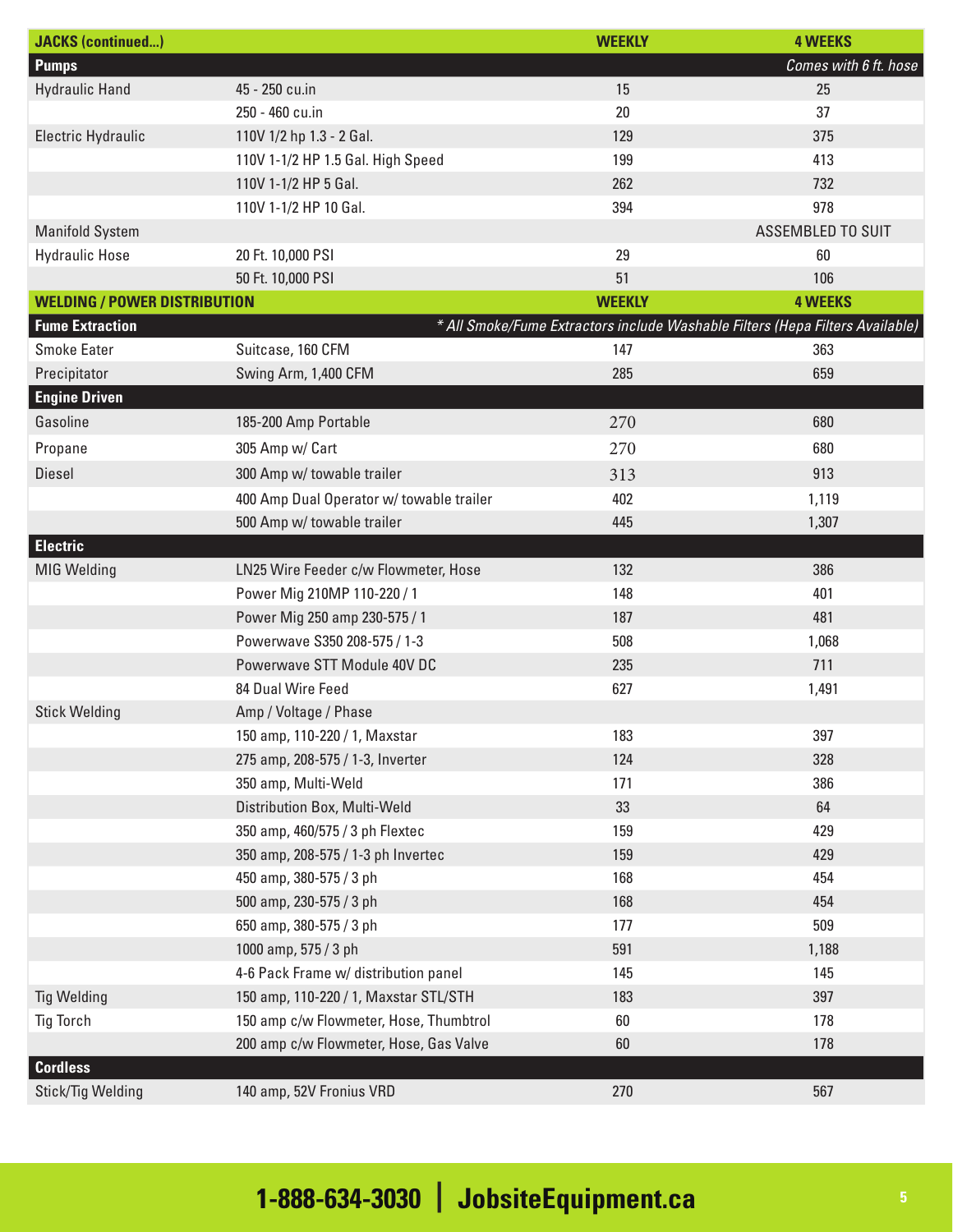| JACKS (continued...) | | WEEKLY | 4 WEEKS |
|---|---|---|---|
| **Pumps** | | | *Comes with 6 ft. hose* |
| Hydraulic Hand | 45 - 250 cu.in | 15 | 25 |
| | 250 - 460 cu.in | 20 | 37 |
| Electric Hydraulic | 110V 1/2 hp 1.3 - 2 Gal. | 129 | 375 |
| | 110V 1-1/2 HP 1.5 Gal. High Speed | 199 | 413 |
| | 110V 1-1/2 HP 5 Gal. | 262 | 732 |
| | 110V 1-1/2 HP 10 Gal. | 394 | 978 |
| Manifold System | | | ASSEMBLED TO SUIT |
| Hydraulic Hose | 20 Ft. 10,000 PSI | 29 | 60 |
| | 50 Ft. 10,000 PSI | 51 | 106 |

| WELDING / POWER DISTRIBUTION | | WEEKLY | 4 WEEKS |
|---|---|---|---|
| **Fume Extraction** | *\* All Smoke/Fume Extractors include Washable Filters (Hepa Filters Available)* | | |
| Smoke Eater | Suitcase, 160 CFM | 147 | 363 |
| Precipitator | Swing Arm, 1,400 CFM | 285 | 659 |
| **Engine Driven** | | | |
| Gasoline | 185-200 Amp Portable | 270 | 680 |
| Propane | 305 Amp w/ Cart | 270 | 680 |
| Diesel | 300 Amp w/ towable trailer | 313 | 913 |
| | 400 Amp Dual Operator w/ towable trailer | 402 | 1,119 |
| | 500 Amp w/ towable trailer | 445 | 1,307 |
| **Electric** | | | |
| MIG Welding | LN25 Wire Feeder c/w Flowmeter, Hose | 132 | 386 |
| | Power Mig 210MP 110-220 / 1 | 148 | 401 |
| | Power Mig 250 amp 230-575 / 1 | 187 | 481 |
| | Powerwave S350 208-575 / 1-3 | 508 | 1,068 |
| | Powerwave STT Module 40V DC | 235 | 711 |
| | 84 Dual Wire Feed | 627 | 1,491 |
| Stick Welding | Amp / Voltage / Phase | | |
| | 150 amp, 110-220 / 1, Maxstar | 183 | 397 |
| | 275 amp, 208-575 / 1-3, Inverter | 124 | 328 |
| | 350 amp, Multi-Weld | 171 | 386 |
| | Distribution Box, Multi-Weld | 33 | 64 |
| | 350 amp, 460/575 / 3 ph Flextec | 159 | 429 |
| | 350 amp, 208-575 / 1-3 ph Invertec | 159 | 429 |
| | 450 amp, 380-575 / 3 ph | 168 | 454 |
| | 500 amp, 230-575 / 3 ph | 168 | 454 |
| | 650 amp, 380-575 / 3 ph | 177 | 509 |
| | 1000 amp, 575 / 3 ph | 591 | 1,188 |
| | 4-6 Pack Frame w/ distribution panel | 145 | 145 |
| Tig Welding | 150 amp, 110-220 / 1, Maxstar STL/STH | 183 | 397 |
| Tig Torch | 150 amp c/w Flowmeter, Hose, Thumbtrol | 60 | 178 |
| | 200 amp c/w Flowmeter, Hose, Gas Valve | 60 | 178 |
| **Cordless** | | | |
| Stick/Tig Welding | 140 amp, 52V Fronius VRD | 270 | 567 |

**1-888-634-3030 | JobsiteEquipment.ca**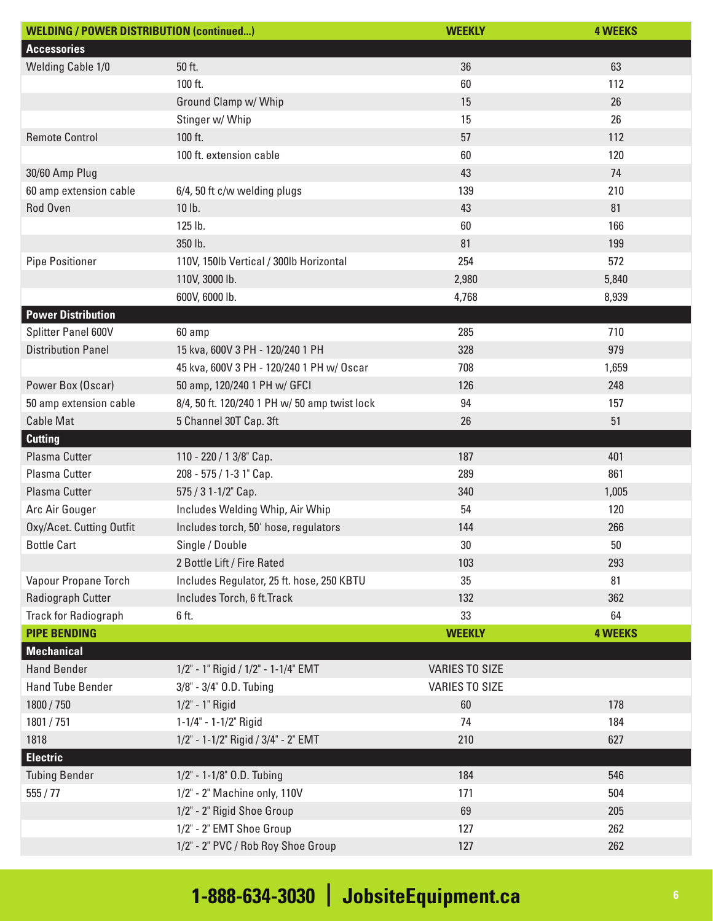| WELDING / POWER DISTRIBUTION (continued...) | | WEEKLY | 4 WEEKS |
|---|---|---|---|
| **Accessories** | | | |
| Welding Cable 1/0 | 50 ft. | 36 | 63 |
| | 100 ft. | 60 | 112 |
| | Ground Clamp w/ Whip | 15 | 26 |
| | Stinger w/ Whip | 15 | 26 |
| Remote Control | 100 ft. | 57 | 112 |
| | 100 ft. extension cable | 60 | 120 |
| 30/60 Amp Plug | | 43 | 74 |
| 60 amp extension cable | 6/4, 50 ft c/w welding plugs | 139 | 210 |
| Rod Oven | 10 lb. | 43 | 81 |
| | 125 lb. | 60 | 166 |
| | 350 lb. | 81 | 199 |
| Pipe Positioner | 110V, 150lb Vertical / 300lb Horizontal | 254 | 572 |
| | 110V, 3000 lb. | 2,980 | 5,840 |
| | 600V, 6000 lb. | 4,768 | 8,939 |
| **Power Distribution** | | | |
| Splitter Panel 600V | 60 amp | 285 | 710 |
| Distribution Panel | 15 kva, 600V 3 PH - 120/240 1 PH | 328 | 979 |
| | 45 kva, 600V 3 PH - 120/240 1 PH w/ Oscar | 708 | 1,659 |
| Power Box (Oscar) | 50 amp, 120/240 1 PH w/ GFCI | 126 | 248 |
| 50 amp extension cable | 8/4, 50 ft. 120/240 1 PH w/ 50 amp twist lock | 94 | 157 |
| Cable Mat | 5 Channel 30T Cap. 3ft | 26 | 51 |
| **Cutting** | | | |
| Plasma Cutter | 110 - 220 / 1 3/8" Cap. | 187 | 401 |
| Plasma Cutter | 208 - 575 / 1-3 1" Cap. | 289 | 861 |
| Plasma Cutter | 575 / 3 1-1/2" Cap. | 340 | 1,005 |
| Arc Air Gouger | Includes Welding Whip, Air Whip | 54 | 120 |
| Oxy/Acet. Cutting Outfit | Includes torch, 50' hose, regulators | 144 | 266 |
| Bottle Cart | Single / Double | 30 | 50 |
| | 2 Bottle Lift / Fire Rated | 103 | 293 |
| Vapour Propane Torch | Includes Regulator, 25 ft. hose, 250 KBTU | 35 | 81 |
| Radiograph Cutter | Includes Torch, 6 ft.Track | 132 | 362 |
| Track for Radiograph | 6 ft. | 33 | 64 |

| PIPE BENDING | | WEEKLY | 4 WEEKS |
|---|---|---|---|
| **Mechanical** | | | |
| Hand Bender | 1/2" - 1" Rigid / 1/2" - 1-1/4" EMT | VARIES TO SIZE | |
| Hand Tube Bender | 3/8" - 3/4" O.D. Tubing | VARIES TO SIZE | |
| 1800 / 750 | 1/2" - 1" Rigid | 60 | 178 |
| 1801 / 751 | 1-1/4" - 1-1/2" Rigid | 74 | 184 |
| 1818 | 1/2" - 1-1/2" Rigid / 3/4" - 2" EMT | 210 | 627 |
| **Electric** | | | |
| Tubing Bender | 1/2" - 1-1/8" O.D. Tubing | 184 | 546 |
| 555 / 77 | 1/2" - 2" Machine only, 110V | 171 | 504 |
| | 1/2" - 2" Rigid Shoe Group | 69 | 205 |
| | 1/2" - 2" EMT Shoe Group | 127 | 262 |
| | 1/2" - 2" PVC / Rob Roy Shoe Group | 127 | 262 |

**1-888-634-3030 | JobsiteEquipment.ca**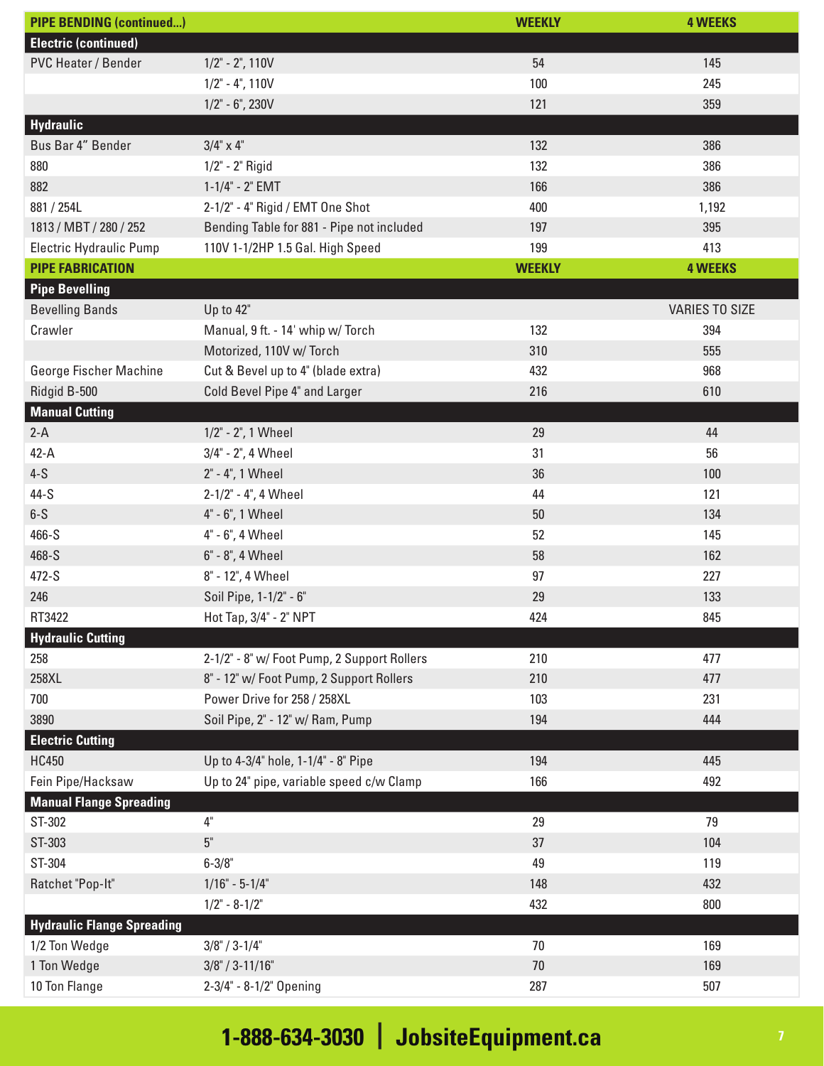| PIPE BENDING (continued...) | | WEEKLY | 4 WEEKS |
|---|---|---|---|
| **Electric (continued)** | | | |
| PVC Heater / Bender | 1/2" - 2", 110V | 54 | 145 |
| | 1/2" - 4", 110V | 100 | 245 |
| | 1/2" - 6", 230V | 121 | 359 |
| **Hydraulic** | | | |
| Bus Bar 4" Bender | 3/4" x 4" | 132 | 386 |
| 880 | 1/2" - 2" Rigid | 132 | 386 |
| 882 | 1-1/4" - 2" EMT | 166 | 386 |
| 881 / 254L | 2-1/2" - 4" Rigid / EMT One Shot | 400 | 1,192 |
| 1813 / MBT / 280 / 252 | Bending Table for 881 - Pipe not included | 197 | 395 |
| Electric Hydraulic Pump | 110V 1-1/2HP 1.5 Gal. High Speed | 199 | 413 |

| PIPE FABRICATION | | WEEKLY | 4 WEEKS |
|---|---|---|---|
| **Pipe Bevelling** | | | |
| Bevelling Bands | Up to 42" | | VARIES TO SIZE |
| Crawler | Manual, 9 ft. - 14' whip w/ Torch | 132 | 394 |
| | Motorized, 110V w/ Torch | 310 | 555 |
| George Fischer Machine | Cut & Bevel up to 4" (blade extra) | 432 | 968 |
| Ridgid B-500 | Cold Bevel Pipe 4" and Larger | 216 | 610 |
| **Manual Cutting** | | | |
| 2-A | 1/2" - 2", 1 Wheel | 29 | 44 |
| 42-A | 3/4" - 2", 4 Wheel | 31 | 56 |
| 4-S | 2" - 4", 1 Wheel | 36 | 100 |
| 44-S | 2-1/2" - 4", 4 Wheel | 44 | 121 |
| 6-S | 4" - 6", 1 Wheel | 50 | 134 |
| 466-S | 4" - 6", 4 Wheel | 52 | 145 |
| 468-S | 6" - 8", 4 Wheel | 58 | 162 |
| 472-S | 8" - 12", 4 Wheel | 97 | 227 |
| 246 | Soil Pipe, 1-1/2" - 6" | 29 | 133 |
| RT3422 | Hot Tap, 3/4" - 2" NPT | 424 | 845 |
| **Hydraulic Cutting** | | | |
| 258 | 2-1/2" - 8" w/ Foot Pump, 2 Support Rollers | 210 | 477 |
| 258XL | 8" - 12" w/ Foot Pump, 2 Support Rollers | 210 | 477 |
| 700 | Power Drive for 258 / 258XL | 103 | 231 |
| 3890 | Soil Pipe, 2" - 12" w/ Ram, Pump | 194 | 444 |
| **Electric Cutting** | | | |
| HC450 | Up to 4-3/4" hole, 1-1/4" - 8" Pipe | 194 | 445 |
| Fein Pipe/Hacksaw | Up to 24" pipe, variable speed c/w Clamp | 166 | 492 |
| **Manual Flange Spreading** | | | |
| ST-302 | 4" | 29 | 79 |
| ST-303 | 5" | 37 | 104 |
| ST-304 | 6-3/8" | 49 | 119 |
| Ratchet "Pop-It" | 1/16" - 5-1/4" | 148 | 432 |
| | 1/2" - 8-1/2" | 432 | 800 |
| **Hydraulic Flange Spreading** | | | |
| 1/2 Ton Wedge | 3/8" / 3-1/4" | 70 | 169 |
| 1 Ton Wedge | 3/8" / 3-11/16" | 70 | 169 |
| 10 Ton Flange | 2-3/4" - 8-1/2" Opening | 287 | 507 |

**1-888-634-3030 | JobsiteEquipment.ca**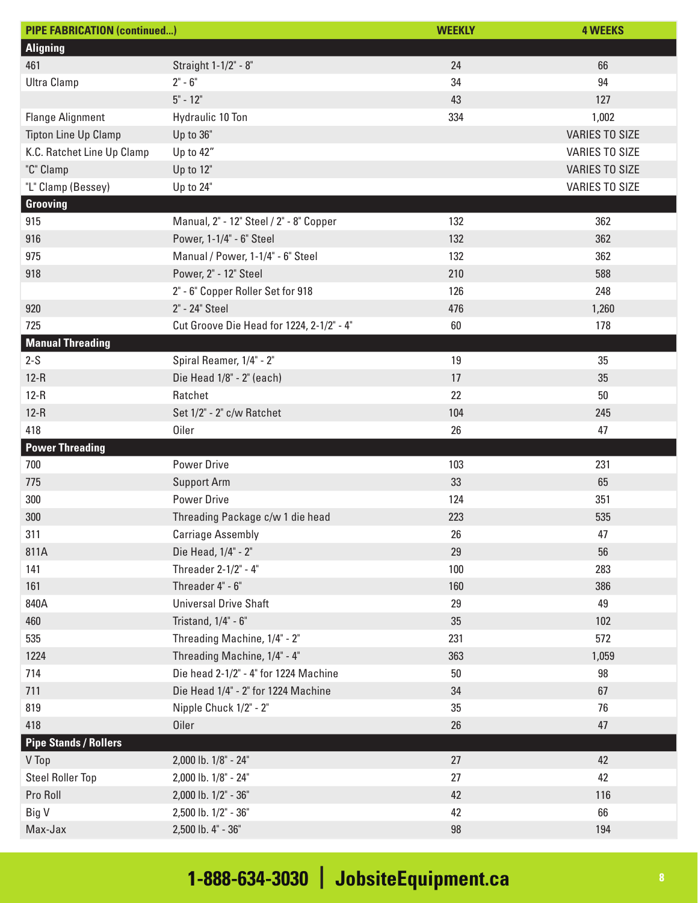| PIPE FABRICATION (continued...) | | WEEKLY | 4 WEEKS |
|---|---|---|---|
| **Aligning** | | | |
| 461 | Straight 1-1/2" - 8" | 24 | 66 |
| Ultra Clamp | 2" - 6" | 34 | 94 |
| | 5" - 12" | 43 | 127 |
| Flange Alignment | Hydraulic 10 Ton | 334 | 1,002 |
| Tipton Line Up Clamp | Up to 36" | | VARIES TO SIZE |
| K.C. Ratchet Line Up Clamp | Up to 42" | | VARIES TO SIZE |
| "C" Clamp | Up to 12" | | VARIES TO SIZE |
| "L" Clamp (Bessey) | Up to 24" | | VARIES TO SIZE |
| **Grooving** | | | |
| 915 | Manual, 2" - 12" Steel / 2" - 8" Copper | 132 | 362 |
| 916 | Power, 1-1/4" - 6" Steel | 132 | 362 |
| 975 | Manual / Power, 1-1/4" - 6" Steel | 132 | 362 |
| 918 | Power, 2" - 12" Steel | 210 | 588 |
| | 2" - 6" Copper Roller Set for 918 | 126 | 248 |
| 920 | 2" - 24" Steel | 476 | 1,260 |
| 725 | Cut Groove Die Head for 1224, 2-1/2" - 4" | 60 | 178 |
| **Manual Threading** | | | |
| 2-S | Spiral Reamer, 1/4" - 2" | 19 | 35 |
| 12-R | Die Head 1/8" - 2" (each) | 17 | 35 |
| 12-R | Ratchet | 22 | 50 |
| 12-R | Set 1/2" - 2" c/w Ratchet | 104 | 245 |
| 418 | Oiler | 26 | 47 |
| **Power Threading** | | | |
| 700 | Power Drive | 103 | 231 |
| 775 | Support Arm | 33 | 65 |
| 300 | Power Drive | 124 | 351 |
| 300 | Threading Package c/w 1 die head | 223 | 535 |
| 311 | Carriage Assembly | 26 | 47 |
| 811A | Die Head, 1/4" - 2" | 29 | 56 |
| 141 | Threader 2-1/2" - 4" | 100 | 283 |
| 161 | Threader 4" - 6" | 160 | 386 |
| 840A | Universal Drive Shaft | 29 | 49 |
| 460 | Tristand, 1/4" - 6" | 35 | 102 |
| 535 | Threading Machine, 1/4" - 2" | 231 | 572 |
| 1224 | Threading Machine, 1/4" - 4" | 363 | 1,059 |
| 714 | Die head 2-1/2" - 4" for 1224 Machine | 50 | 98 |
| 711 | Die Head 1/4" - 2" for 1224 Machine | 34 | 67 |
| 819 | Nipple Chuck 1/2" - 2" | 35 | 76 |
| 418 | Oiler | 26 | 47 |
| **Pipe Stands / Rollers** | | | |
| V Top | 2,000 lb. 1/8" - 24" | 27 | 42 |
| Steel Roller Top | 2,000 lb. 1/8" - 24" | 27 | 42 |
| Pro Roll | 2,000 lb. 1/2" - 36" | 42 | 116 |
| Big V | 2,500 lb. 1/2" - 36" | 42 | 66 |
| Max-Jax | 2,500 lb. 4" - 36" | 98 | 194 |

**1-888-634-3030 | JobsiteEquipment.ca**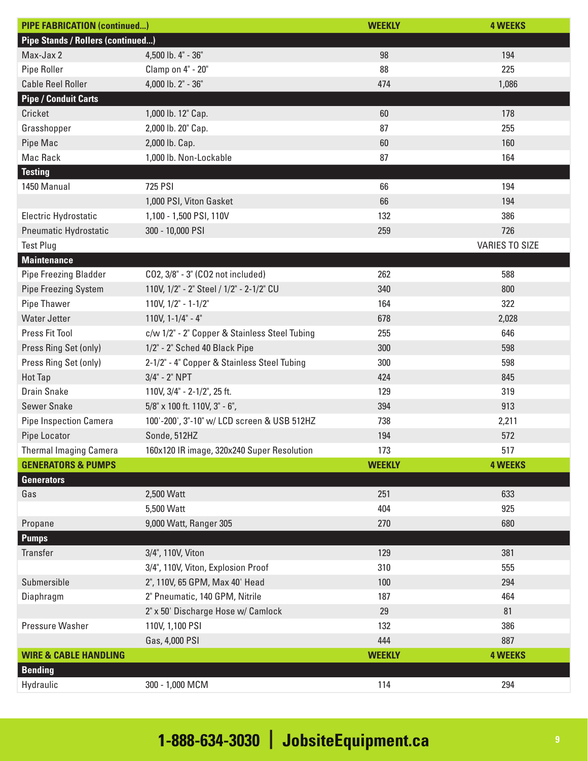| PIPE FABRICATION (continued...) | | WEEKLY | 4 WEEKS |
|---|---|---|---|
| **Pipe Stands / Rollers (continued...)** | | | |
| Max-Jax 2 | 4,500 lb. 4" - 36" | 98 | 194 |
| Pipe Roller | Clamp on 4" - 20" | 88 | 225 |
| Cable Reel Roller | 4,000 lb. 2" - 36" | 474 | 1,086 |
| **Pipe / Conduit Carts** | | | |
| Cricket | 1,000 lb. 12" Cap. | 60 | 178 |
| Grasshopper | 2,000 lb. 20" Cap. | 87 | 255 |
| Pipe Mac | 2,000 lb. Cap. | 60 | 160 |
| Mac Rack | 1,000 lb. Non-Lockable | 87 | 164 |
| **Testing** | | | |
| 1450 Manual | 725 PSI | 66 | 194 |
| | 1,000 PSI, Viton Gasket | 66 | 194 |
| Electric Hydrostatic | 1,100 - 1,500 PSI, 110V | 132 | 386 |
| Pneumatic Hydrostatic | 300 - 10,000 PSI | 259 | 726 |
| Test Plug | | | VARIES TO SIZE |
| **Maintenance** | | | |
| Pipe Freezing Bladder | CO2, 3/8" - 3" (CO2 not included) | 262 | 588 |
| Pipe Freezing System | 110V, 1/2" - 2" Steel / 1/2" - 2-1/2" CU | 340 | 800 |
| Pipe Thawer | 110V, 1/2" - 1-1/2" | 164 | 322 |
| Water Jetter | 110V, 1-1/4" - 4" | 678 | 2,028 |
| Press Fit Tool | c/w 1/2" - 2" Copper & Stainless Steel Tubing | 255 | 646 |
| Press Ring Set (only) | 1/2" - 2" Sched 40 Black Pipe | 300 | 598 |
| Press Ring Set (only) | 2-1/2" - 4" Copper & Stainless Steel Tubing | 300 | 598 |
| Hot Tap | 3/4" - 2" NPT | 424 | 845 |
| Drain Snake | 110V, 3/4" - 2-1/2", 25 ft. | 129 | 319 |
| Sewer Snake | 5/8" x 100 ft. 110V, 3" - 6", | 394 | 913 |
| Pipe Inspection Camera | 100'-200', 3"-10" w/ LCD screen & USB 512HZ | 738 | 2,211 |
| Pipe Locator | Sonde, 512HZ | 194 | 572 |
| Thermal Imaging Camera | 160x120 IR image, 320x240 Super Resolution | 173 | 517 |
| **GENERATORS & PUMPS** | | **WEEKLY** | **4 WEEKS** |
| **Generators** | | | |
| Gas | 2,500 Watt | 251 | 633 |
| | 5,500 Watt | 404 | 925 |
| Propane | 9,000 Watt, Ranger 305 | 270 | 680 |
| **Pumps** | | | |
| Transfer | 3/4", 110V, Viton | 129 | 381 |
| | 3/4", 110V, Viton, Explosion Proof | 310 | 555 |
| Submersible | 2", 110V, 65 GPM, Max 40' Head | 100 | 294 |
| Diaphragm | 2" Pneumatic, 140 GPM, Nitrile | 187 | 464 |
| | 2" x 50' Discharge Hose w/ Camlock | 29 | 81 |
| Pressure Washer | 110V, 1,100 PSI | 132 | 386 |
| | Gas, 4,000 PSI | 444 | 887 |
| **WIRE & CABLE HANDLING** | | **WEEKLY** | **4 WEEKS** |
| **Bending** | | | |
| Hydraulic | 300 - 1,000 MCM | 114 | 294 |

**1-888-634-3030 | JobsiteEquipment.ca**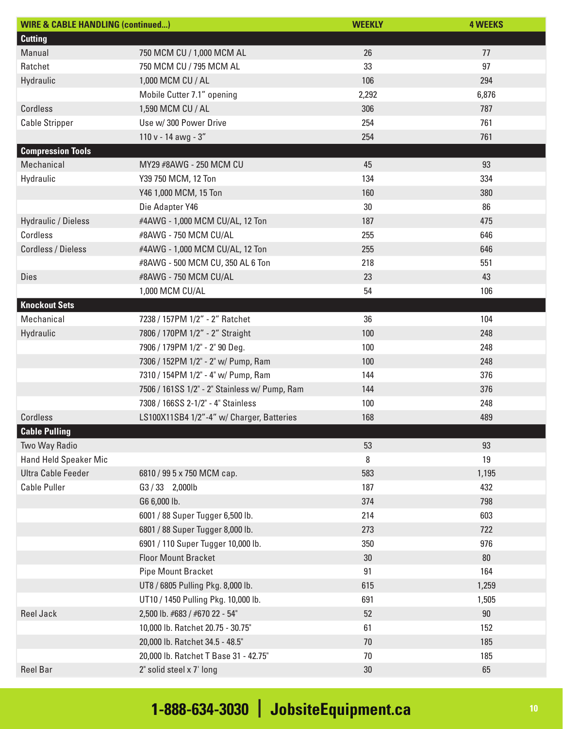| WIRE & CABLE HANDLING (continued...) | | WEEKLY | 4 WEEKS |
|---|---|---|---|
| **Cutting** | | | |
| Manual | 750 MCM CU / 1,000 MCM AL | 26 | 77 |
| Ratchet | 750 MCM CU / 795 MCM AL | 33 | 97 |
| Hydraulic | 1,000 MCM CU / AL | 106 | 294 |
| | Mobile Cutter 7.1" opening | 2,292 | 6,876 |
| Cordless | 1,590 MCM CU / AL | 306 | 787 |
| Cable Stripper | Use w/ 300 Power Drive | 254 | 761 |
| | 110 v - 14 awg - 3" | 254 | 761 |
| **Compression Tools** | | | |
| Mechanical | MY29 #8AWG - 250 MCM CU | 45 | 93 |
| Hydraulic | Y39 750 MCM, 12 Ton | 134 | 334 |
| | Y46 1,000 MCM, 15 Ton | 160 | 380 |
| | Die Adapter Y46 | 30 | 86 |
| Hydraulic / Dieless | #4AWG - 1,000 MCM CU/AL, 12 Ton | 187 | 475 |
| Cordless | #8AWG - 750 MCM CU/AL | 255 | 646 |
| Cordless / Dieless | #4AWG - 1,000 MCM CU/AL, 12 Ton | 255 | 646 |
| | #8AWG - 500 MCM CU, 350 AL 6 Ton | 218 | 551 |
| Dies | #8AWG - 750 MCM CU/AL | 23 | 43 |
| | 1,000 MCM CU/AL | 54 | 106 |
| **Knockout Sets** | | | |
| Mechanical | 7238 / 157PM 1/2" - 2" Ratchet | 36 | 104 |
| Hydraulic | 7806 / 170PM 1/2" - 2" Straight | 100 | 248 |
| | 7906 / 179PM 1/2" - 2" 90 Deg. | 100 | 248 |
| | 7306 / 152PM 1/2" - 2" w/ Pump, Ram | 100 | 248 |
| | 7310 / 154PM 1/2" - 4" w/ Pump, Ram | 144 | 376 |
| | 7506 / 161SS 1/2" - 2" Stainless w/ Pump, Ram | 144 | 376 |
| | 7308 / 166SS 2-1/2" - 4" Stainless | 100 | 248 |
| Cordless | LS100X11SB4 1/2"-4" w/ Charger, Batteries | 168 | 489 |
| **Cable Pulling** | | | |
| Two Way Radio | | 53 | 93 |
| Hand Held Speaker Mic | | 8 | 19 |
| Ultra Cable Feeder | 6810 / 99 5 x 750 MCM cap. | 583 | 1,195 |
| Cable Puller | G3 / 33 2,000lb | 187 | 432 |
| | G6 6,000 lb. | 374 | 798 |
| | 6001 / 88 Super Tugger 6,500 lb. | 214 | 603 |
| | 6801 / 88 Super Tugger 8,000 lb. | 273 | 722 |
| | 6901 / 110 Super Tugger 10,000 lb. | 350 | 976 |
| | Floor Mount Bracket | 30 | 80 |
| | Pipe Mount Bracket | 91 | 164 |
| | UT8 / 6805 Pulling Pkg. 8,000 lb. | 615 | 1,259 |
| | UT10 / 1450 Pulling Pkg. 10,000 lb. | 691 | 1,505 |
| Reel Jack | 2,500 lb. #683 / #670 22 - 54" | 52 | 90 |
| | 10,000 lb. Ratchet 20.75 - 30.75" | 61 | 152 |
| | 20,000 lb. Ratchet 34.5 - 48.5" | 70 | 185 |
| | 20,000 lb. Ratchet T Base 31 - 42.75" | 70 | 185 |
| Reel Bar | 2" solid steel x 7' long | 30 | 65 |

**1-888-634-3030 | JobsiteEquipment.ca**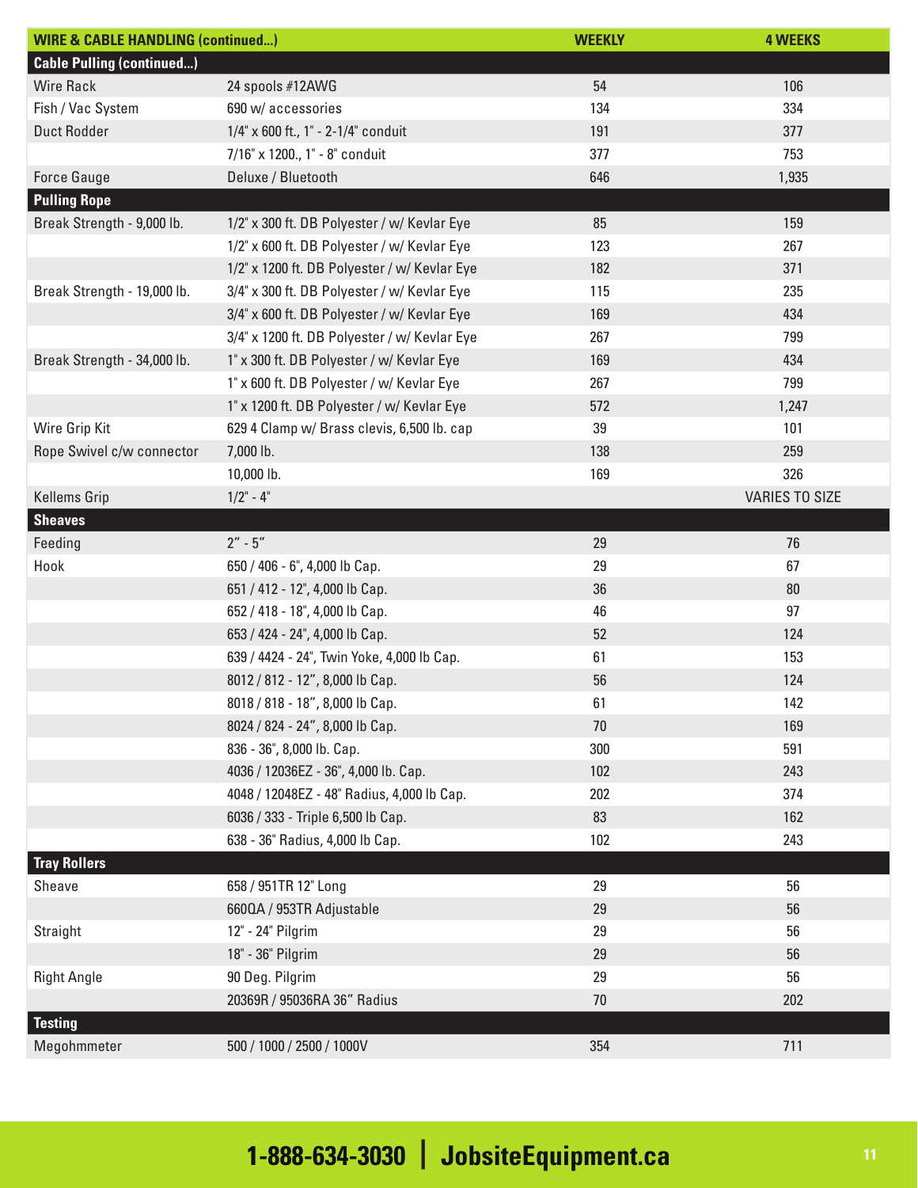| WIRE & CABLE HANDLING (continued...) | | WEEKLY | 4 WEEKS |
|---|---|---|---|
| **Cable Pulling (continued...)** | | | |
| Wire Rack | 24 spools #12AWG | 54 | 106 |
| Fish / Vac System | 690 w/ accessories | 134 | 334 |
| Duct Rodder | 1/4" x 600 ft., 1" - 2-1/4" conduit | 191 | 377 |
| | 7/16" x 1200., 1" - 8" conduit | 377 | 753 |
| Force Gauge | Deluxe / Bluetooth | 646 | 1,935 |
| **Pulling Rope** | | | |
| Break Strength - 9,000 lb. | 1/2" x 300 ft. DB Polyester / w/ Kevlar Eye | 85 | 159 |
| | 1/2" x 600 ft. DB Polyester / w/ Kevlar Eye | 123 | 267 |
| | 1/2" x 1200 ft. DB Polyester / w/ Kevlar Eye | 182 | 371 |
| Break Strength - 19,000 lb. | 3/4" x 300 ft. DB Polyester / w/ Kevlar Eye | 115 | 235 |
| | 3/4" x 600 ft. DB Polyester / w/ Kevlar Eye | 169 | 434 |
| | 3/4" x 1200 ft. DB Polyester / w/ Kevlar Eye | 267 | 799 |
| Break Strength - 34,000 lb. | 1" x 300 ft. DB Polyester / w/ Kevlar Eye | 169 | 434 |
| | 1" x 600 ft. DB Polyester / w/ Kevlar Eye | 267 | 799 |
| | 1" x 1200 ft. DB Polyester / w/ Kevlar Eye | 572 | 1,247 |
| Wire Grip Kit | 629 4 Clamp w/ Brass clevis, 6,500 lb. cap | 39 | 101 |
| Rope Swivel c/w connector | 7,000 lb. | 138 | 259 |
| | 10,000 lb. | 169 | 326 |
| Kellems Grip | 1/2" - 4" | | VARIES TO SIZE |
| **Sheaves** | | | |
| Feeding | 2" - 5" | 29 | 76 |
| Hook | 650 / 406 - 6", 4,000 lb Cap. | 29 | 67 |
| | 651 / 412 - 12", 4,000 lb Cap. | 36 | 80 |
| | 652 / 418 - 18", 4,000 lb Cap. | 46 | 97 |
| | 653 / 424 - 24", 4,000 lb Cap. | 52 | 124 |
| | 639 / 4424 - 24", Twin Yoke, 4,000 lb Cap. | 61 | 153 |
| | 8012 / 812 - 12", 8,000 lb Cap. | 56 | 124 |
| | 8018 / 818 - 18", 8,000 lb Cap. | 61 | 142 |
| | 8024 / 824 - 24", 8,000 lb Cap. | 70 | 169 |
| | 836 - 36", 8,000 lb. Cap. | 300 | 591 |
| | 4036 / 12036EZ - 36", 4,000 lb. Cap. | 102 | 243 |
| | 4048 / 12048EZ - 48" Radius, 4,000 lb Cap. | 202 | 374 |
| | 6036 / 333 - Triple 6,500 lb Cap. | 83 | 162 |
| | 638 - 36" Radius, 4,000 lb Cap. | 102 | 243 |
| **Tray Rollers** | | | |
| Sheave | 658 / 951TR 12" Long | 29 | 56 |
| | 660QA / 953TR Adjustable | 29 | 56 |
| Straight | 12" - 24" Pilgrim | 29 | 56 |
| | 18" - 36" Pilgrim | 29 | 56 |
| Right Angle | 90 Deg. Pilgrim | 29 | 56 |
| | 20369R / 95036RA 36" Radius | 70 | 202 |
| **Testing** | | | |
| Megohmmeter | 500 / 1000 / 2500 / 1000V | 354 | 711 |

**1-888-634-3030 | JobsiteEquipment.ca**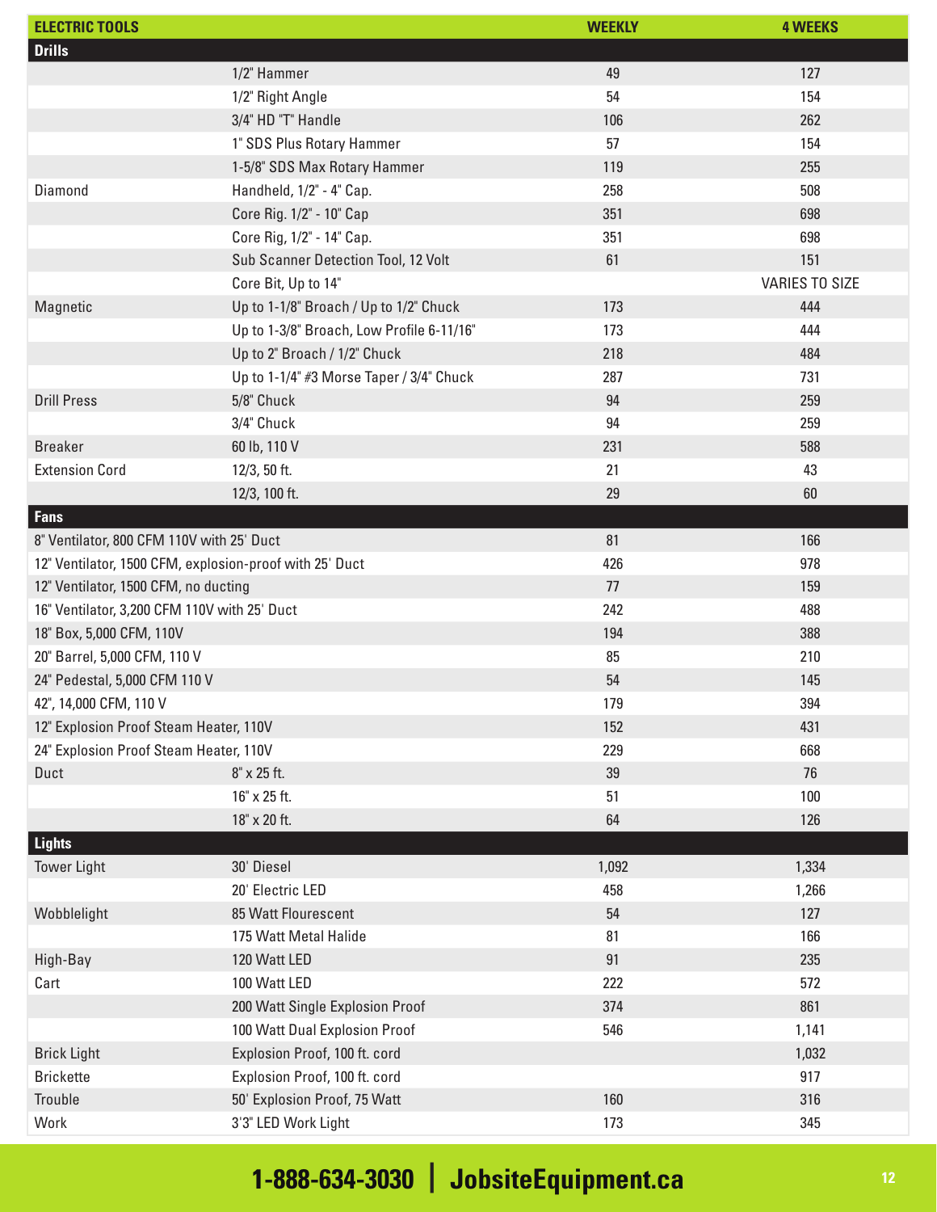| ELECTRIC TOOLS | | WEEKLY | 4 WEEKS |
|---|---|---|---|
| **Drills** | | | |
| | 1/2" Hammer | 49 | 127 |
| | 1/2" Right Angle | 54 | 154 |
| | 3/4" HD "T" Handle | 106 | 262 |
| | 1" SDS Plus Rotary Hammer | 57 | 154 |
| | 1-5/8" SDS Max Rotary Hammer | 119 | 255 |
| Diamond | Handheld, 1/2" - 4" Cap. | 258 | 508 |
| | Core Rig. 1/2" - 10" Cap | 351 | 698 |
| | Core Rig, 1/2" - 14" Cap. | 351 | 698 |
| | Sub Scanner Detection Tool, 12 Volt | 61 | 151 |
| | Core Bit, Up to 14" | | VARIES TO SIZE |
| Magnetic | Up to 1-1/8" Broach / Up to 1/2" Chuck | 173 | 444 |
| | Up to 1-3/8" Broach, Low Profile 6-11/16" | 173 | 444 |
| | Up to 2" Broach / 1/2" Chuck | 218 | 484 |
| | Up to 1-1/4" #3 Morse Taper / 3/4" Chuck | 287 | 731 |
| Drill Press | 5/8" Chuck | 94 | 259 |
| | 3/4" Chuck | 94 | 259 |
| Breaker | 60 lb, 110 V | 231 | 588 |
| Extension Cord | 12/3, 50 ft. | 21 | 43 |
| | 12/3, 100 ft. | 29 | 60 |
| **Fans** | | | |
| 8" Ventilator, 800 CFM 110V with 25' Duct | | 81 | 166 |
| 12" Ventilator, 1500 CFM, explosion-proof with 25' Duct | | 426 | 978 |
| 12" Ventilator, 1500 CFM, no ducting | | 77 | 159 |
| 16" Ventilator, 3,200 CFM 110V with 25' Duct | | 242 | 488 |
| 18" Box, 5,000 CFM, 110V | | 194 | 388 |
| 20" Barrel, 5,000 CFM, 110 V | | 85 | 210 |
| 24" Pedestal, 5,000 CFM 110 V | | 54 | 145 |
| 42", 14,000 CFM, 110 V | | 179 | 394 |
| 12" Explosion Proof Steam Heater, 110V | | 152 | 431 |
| 24" Explosion Proof Steam Heater, 110V | | 229 | 668 |
| Duct | 8" x 25 ft. | 39 | 76 |
| | 16" x 25 ft. | 51 | 100 |
| | 18" x 20 ft. | 64 | 126 |
| **Lights** | | | |
| Tower Light | 30' Diesel | 1,092 | 1,334 |
| | 20' Electric LED | 458 | 1,266 |
| Wobblelight | 85 Watt Flourescent | 54 | 127 |
| | 175 Watt Metal Halide | 81 | 166 |
| High-Bay | 120 Watt LED | 91 | 235 |
| Cart | 100 Watt LED | 222 | 572 |
| | 200 Watt Single Explosion Proof | 374 | 861 |
| | 100 Watt Dual Explosion Proof | 546 | 1,141 |
| Brick Light | Explosion Proof, 100 ft. cord | | 1,032 |
| Brickette | Explosion Proof, 100 ft. cord | | 917 |
| Trouble | 50' Explosion Proof, 75 Watt | 160 | 316 |
| Work | 3'3" LED Work Light | 173 | 345 |

**1-888-634-3030 | JobsiteEquipment.ca**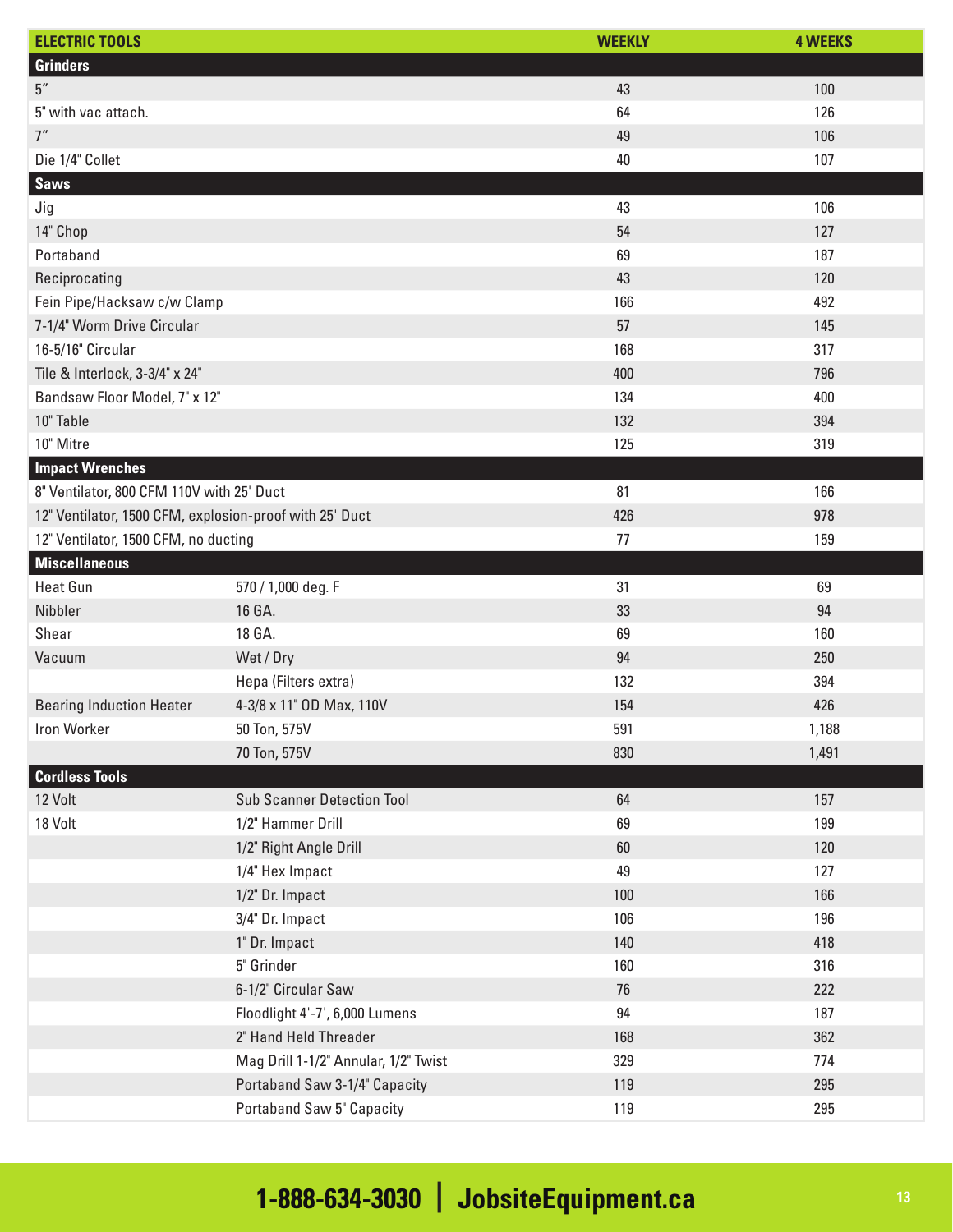| ELECTRIC TOOLS | | WEEKLY | 4 WEEKS |
|---|---|---|---|
| **Grinders** | | | |
| 5" | | 43 | 100 |
| 5" with vac attach. | | 64 | 126 |
| 7" | | 49 | 106 |
| Die 1/4" Collet | | 40 | 107 |
| **Saws** | | | |
| Jig | | 43 | 106 |
| 14" Chop | | 54 | 127 |
| Portaband | | 69 | 187 |
| Reciprocating | | 43 | 120 |
| Fein Pipe/Hacksaw c/w Clamp | | 166 | 492 |
| 7-1/4" Worm Drive Circular | | 57 | 145 |
| 16-5/16" Circular | | 168 | 317 |
| Tile & Interlock, 3-3/4" x 24" | | 400 | 796 |
| Bandsaw Floor Model, 7" x 12" | | 134 | 400 |
| 10" Table | | 132 | 394 |
| 10" Mitre | | 125 | 319 |
| **Impact Wrenches** | | | |
| 8" Ventilator, 800 CFM 110V with 25' Duct | | 81 | 166 |
| 12" Ventilator, 1500 CFM, explosion-proof with 25' Duct | | 426 | 978 |
| 12" Ventilator, 1500 CFM, no ducting | | 77 | 159 |
| **Miscellaneous** | | | |
| Heat Gun | 570 / 1,000 deg. F | 31 | 69 |
| Nibbler | 16 GA. | 33 | 94 |
| Shear | 18 GA. | 69 | 160 |
| Vacuum | Wet / Dry | 94 | 250 |
| | Hepa (Filters extra) | 132 | 394 |
| Bearing Induction Heater | 4-3/8 x 11" OD Max, 110V | 154 | 426 |
| Iron Worker | 50 Ton, 575V | 591 | 1,188 |
| | 70 Ton, 575V | 830 | 1,491 |
| **Cordless Tools** | | | |
| 12 Volt | Sub Scanner Detection Tool | 64 | 157 |
| 18 Volt | 1/2" Hammer Drill | 69 | 199 |
| | 1/2" Right Angle Drill | 60 | 120 |
| | 1/4" Hex Impact | 49 | 127 |
| | 1/2" Dr. Impact | 100 | 166 |
| | 3/4" Dr. Impact | 106 | 196 |
| | 1" Dr. Impact | 140 | 418 |
| | 5" Grinder | 160 | 316 |
| | 6-1/2" Circular Saw | 76 | 222 |
| | Floodlight 4'-7', 6,000 Lumens | 94 | 187 |
| | 2" Hand Held Threader | 168 | 362 |
| | Mag Drill 1-1/2" Annular, 1/2" Twist | 329 | 774 |
| | Portaband Saw 3-1/4" Capacity | 119 | 295 |
| | Portaband Saw 5" Capacity | 119 | 295 |

**1-888-634-3030 | JobsiteEquipment.ca**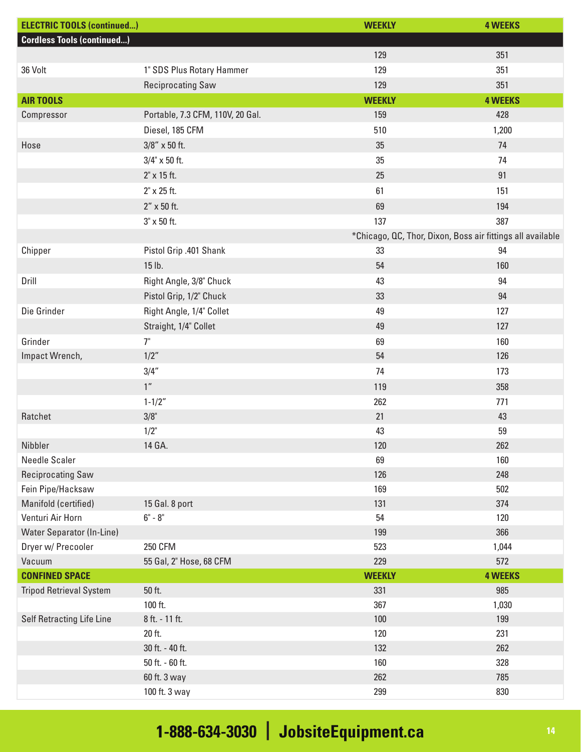| ELECTRIC TOOLS (continued...) | | WEEKLY | 4 WEEKS |
|---|---|---|---|
| **Cordless Tools (continued...)** | | | |
| | | 129 | 351 |
| 36 Volt | 1" SDS Plus Rotary Hammer | 129 | 351 |
| | Reciprocating Saw | 129 | 351 |
| **AIR TOOLS** | | **WEEKLY** | **4 WEEKS** |
| Compressor | Portable, 7.3 CFM, 110V, 20 Gal. | 159 | 428 |
| | Diesel, 185 CFM | 510 | 1,200 |
| Hose | 3/8" x 50 ft. | 35 | 74 |
| | 3/4" x 50 ft. | 35 | 74 |
| | 2" x 15 ft. | 25 | 91 |
| | 2" x 25 ft. | 61 | 151 |
| | 2" x 50 ft. | 69 | 194 |
| | 3" x 50 ft. | 137 | 387 |
| | | *Chicago, QC, Thor, Dixon, Boss air fittings all available | |
| Chipper | Pistol Grip .401 Shank | 33 | 94 |
| | 15 lb. | 54 | 160 |
| Drill | Right Angle, 3/8" Chuck | 43 | 94 |
| | Pistol Grip, 1/2" Chuck | 33 | 94 |
| Die Grinder | Right Angle, 1/4" Collet | 49 | 127 |
| | Straight, 1/4" Collet | 49 | 127 |
| Grinder | 7" | 69 | 160 |
| Impact Wrench, | 1/2" | 54 | 126 |
| | 3/4" | 74 | 173 |
| | 1" | 119 | 358 |
| | 1-1/2" | 262 | 771 |
| Ratchet | 3/8" | 21 | 43 |
| | 1/2" | 43 | 59 |
| Nibbler | 14 GA. | 120 | 262 |
| Needle Scaler | | 69 | 160 |
| Reciprocating Saw | | 126 | 248 |
| Fein Pipe/Hacksaw | | 169 | 502 |
| Manifold (certified) | 15 Gal. 8 port | 131 | 374 |
| Venturi Air Horn | 6" - 8" | 54 | 120 |
| Water Separator (In-Line) | | 199 | 366 |
| Dryer w/ Precooler | 250 CFM | 523 | 1,044 |
| Vacuum | 55 Gal, 2" Hose, 68 CFM | 229 | 572 |
| **CONFINED SPACE** | | **WEEKLY** | **4 WEEKS** |
| Tripod Retrieval System | 50 ft. | 331 | 985 |
| | 100 ft. | 367 | 1,030 |
| Self Retracting Life Line | 8 ft. - 11 ft. | 100 | 199 |
| | 20 ft. | 120 | 231 |
| | 30 ft. - 40 ft. | 132 | 262 |
| | 50 ft. - 60 ft. | 160 | 328 |
| | 60 ft. 3 way | 262 | 785 |
| | 100 ft. 3 way | 299 | 830 |

**1-888-634-3030 | JobsiteEquipment.ca**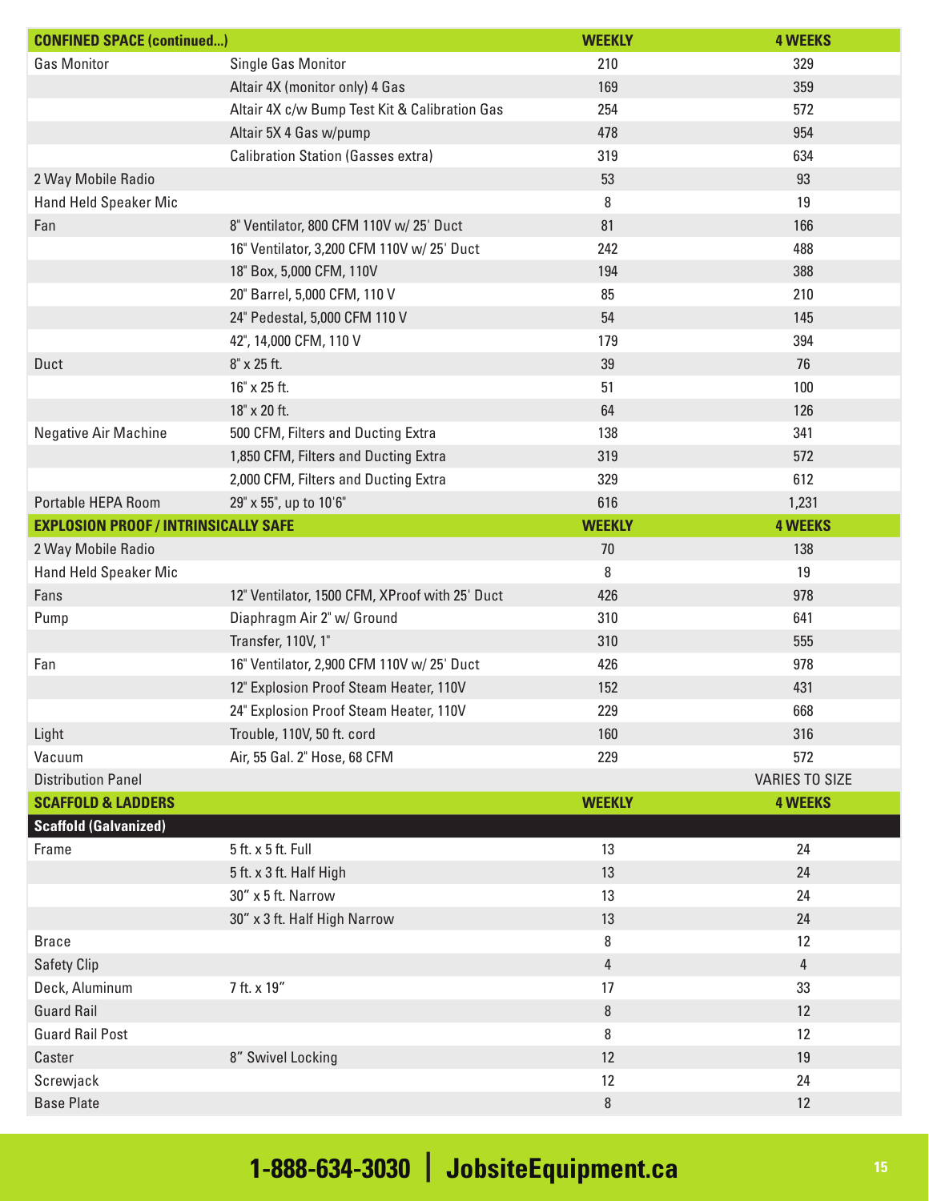| CONFINED SPACE (continued...) | | WEEKLY | 4 WEEKS |
|---|---|---|---|
| Gas Monitor | Single Gas Monitor | 210 | 329 |
| | Altair 4X (monitor only) 4 Gas | 169 | 359 |
| | Altair 4X c/w Bump Test Kit & Calibration Gas | 254 | 572 |
| | Altair 5X 4 Gas w/pump | 478 | 954 |
| | Calibration Station (Gasses extra) | 319 | 634 |
| 2 Way Mobile Radio | | 53 | 93 |
| Hand Held Speaker Mic | | 8 | 19 |
| Fan | 8" Ventilator, 800 CFM 110V w/ 25' Duct | 81 | 166 |
| | 16" Ventilator, 3,200 CFM 110V w/ 25' Duct | 242 | 488 |
| | 18" Box, 5,000 CFM, 110V | 194 | 388 |
| | 20" Barrel, 5,000 CFM, 110 V | 85 | 210 |
| | 24" Pedestal, 5,000 CFM 110 V | 54 | 145 |
| | 42", 14,000 CFM, 110 V | 179 | 394 |
| Duct | 8" x 25 ft. | 39 | 76 |
| | 16" x 25 ft. | 51 | 100 |
| | 18" x 20 ft. | 64 | 126 |
| Negative Air Machine | 500 CFM, Filters and Ducting Extra | 138 | 341 |
| | 1,850 CFM, Filters and Ducting Extra | 319 | 572 |
| | 2,000 CFM, Filters and Ducting Extra | 329 | 612 |
| Portable HEPA Room | 29" x 55", up to 10'6" | 616 | 1,231 |
| **EXPLOSION PROOF / INTRINSICALLY SAFE** | | **WEEKLY** | **4 WEEKS** |
| 2 Way Mobile Radio | | 70 | 138 |
| Hand Held Speaker Mic | | 8 | 19 |
| Fans | 12" Ventilator, 1500 CFM, XProof with 25' Duct | 426 | 978 |
| Pump | Diaphragm Air 2" w/ Ground | 310 | 641 |
| | Transfer, 110V, 1" | 310 | 555 |
| Fan | 16" Ventilator, 2,900 CFM 110V w/ 25' Duct | 426 | 978 |
| | 12" Explosion Proof Steam Heater, 110V | 152 | 431 |
| | 24" Explosion Proof Steam Heater, 110V | 229 | 668 |
| Light | Trouble, 110V, 50 ft. cord | 160 | 316 |
| Vacuum | Air, 55 Gal. 2" Hose, 68 CFM | 229 | 572 |
| Distribution Panel | | | VARIES TO SIZE |
| **SCAFFOLD & LADDERS** | | **WEEKLY** | **4 WEEKS** |
| **Scaffold (Galvanized)** | | | |
| Frame | 5 ft. x 5 ft. Full | 13 | 24 |
| | 5 ft. x 3 ft. Half High | 13 | 24 |
| | 30" x 5 ft. Narrow | 13 | 24 |
| | 30" x 3 ft. Half High Narrow | 13 | 24 |
| Brace | | 8 | 12 |
| Safety Clip | | 4 | 4 |
| Deck, Aluminum | 7 ft. x 19" | 17 | 33 |
| Guard Rail | | 8 | 12 |
| Guard Rail Post | | 8 | 12 |
| Caster | 8" Swivel Locking | 12 | 19 |
| Screwjack | | 12 | 24 |
| Base Plate | | 8 | 12 |

**1-888-634-3030 | JobsiteEquipment.ca**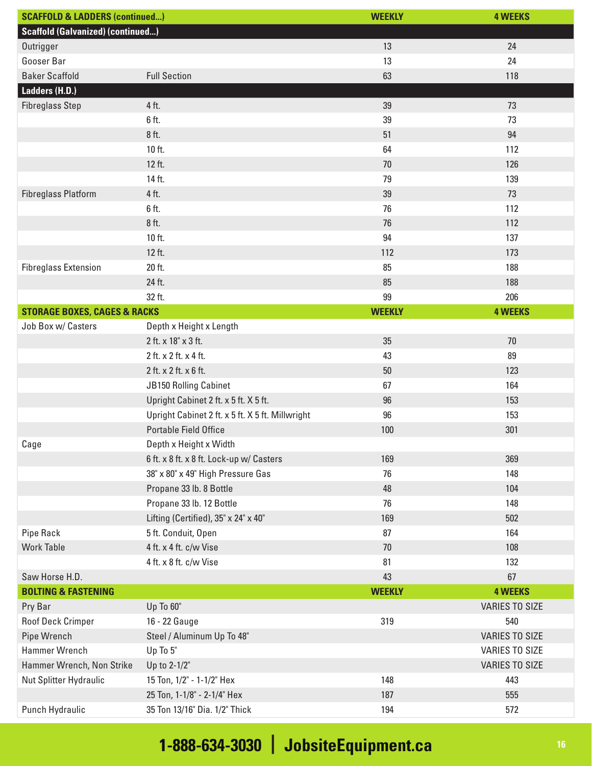| SCAFFOLD & LADDERS (continued...) | | WEEKLY | 4 WEEKS |
|---|---|---|---|
| **Scaffold (Galvanized) (continued...)** | | | |
| Outrigger | | 13 | 24 |
| Gooser Bar | | 13 | 24 |
| Baker Scaffold | Full Section | 63 | 118 |
| **Ladders (H.D.)** | | | |
| Fibreglass Step | 4 ft. | 39 | 73 |
| | 6 ft. | 39 | 73 |
| | 8 ft. | 51 | 94 |
| | 10 ft. | 64 | 112 |
| | 12 ft. | 70 | 126 |
| | 14 ft. | 79 | 139 |
| Fibreglass Platform | 4 ft. | 39 | 73 |
| | 6 ft. | 76 | 112 |
| | 8 ft. | 76 | 112 |
| | 10 ft. | 94 | 137 |
| | 12 ft. | 112 | 173 |
| Fibreglass Extension | 20 ft. | 85 | 188 |
| | 24 ft. | 85 | 188 |
| | 32 ft. | 99 | 206 |

| STORAGE BOXES, CAGES & RACKS | | WEEKLY | 4 WEEKS |
|---|---|---|---|
| Job Box w/ Casters | Depth x Height x Length | | |
| | 2 ft. x 18" x 3 ft. | 35 | 70 |
| | 2 ft. x 2 ft. x 4 ft. | 43 | 89 |
| | 2 ft. x 2 ft. x 6 ft. | 50 | 123 |
| | JB150 Rolling Cabinet | 67 | 164 |
| | Upright Cabinet 2 ft. x 5 ft. X 5 ft. | 96 | 153 |
| | Upright Cabinet 2 ft. x 5 ft. X 5 ft. Millwright | 96 | 153 |
| | Portable Field Office | 100 | 301 |
| Cage | Depth x Height x Width | | |
| | 6 ft. x 8 ft. x 8 ft. Lock-up w/ Casters | 169 | 369 |
| | 38" x 80" x 49" High Pressure Gas | 76 | 148 |
| | Propane 33 lb. 8 Bottle | 48 | 104 |
| | Propane 33 lb. 12 Bottle | 76 | 148 |
| | Lifting (Certified), 35" x 24" x 40" | 169 | 502 |
| Pipe Rack | 5 ft. Conduit, Open | 87 | 164 |
| Work Table | 4 ft. x 4 ft. c/w Vise | 70 | 108 |
| | 4 ft. x 8 ft. c/w Vise | 81 | 132 |
| Saw Horse H.D. | | 43 | 67 |

| BOLTING & FASTENING | | WEEKLY | 4 WEEKS |
|---|---|---|---|
| Pry Bar | Up To 60" | | VARIES TO SIZE |
| Roof Deck Crimper | 16 - 22 Gauge | 319 | 540 |
| Pipe Wrench | Steel / Aluminum Up To 48" | | VARIES TO SIZE |
| Hammer Wrench | Up To 5" | | VARIES TO SIZE |
| Hammer Wrench, Non Strike | Up to 2-1/2" | | VARIES TO SIZE |
| Nut Splitter Hydraulic | 15 Ton, 1/2" - 1-1/2" Hex | 148 | 443 |
| | 25 Ton, 1-1/8" - 2-1/4" Hex | 187 | 555 |
| Punch Hydraulic | 35 Ton 13/16" Dia. 1/2" Thick | 194 | 572 |

**1-888-634-3030 | JobsiteEquipment.ca**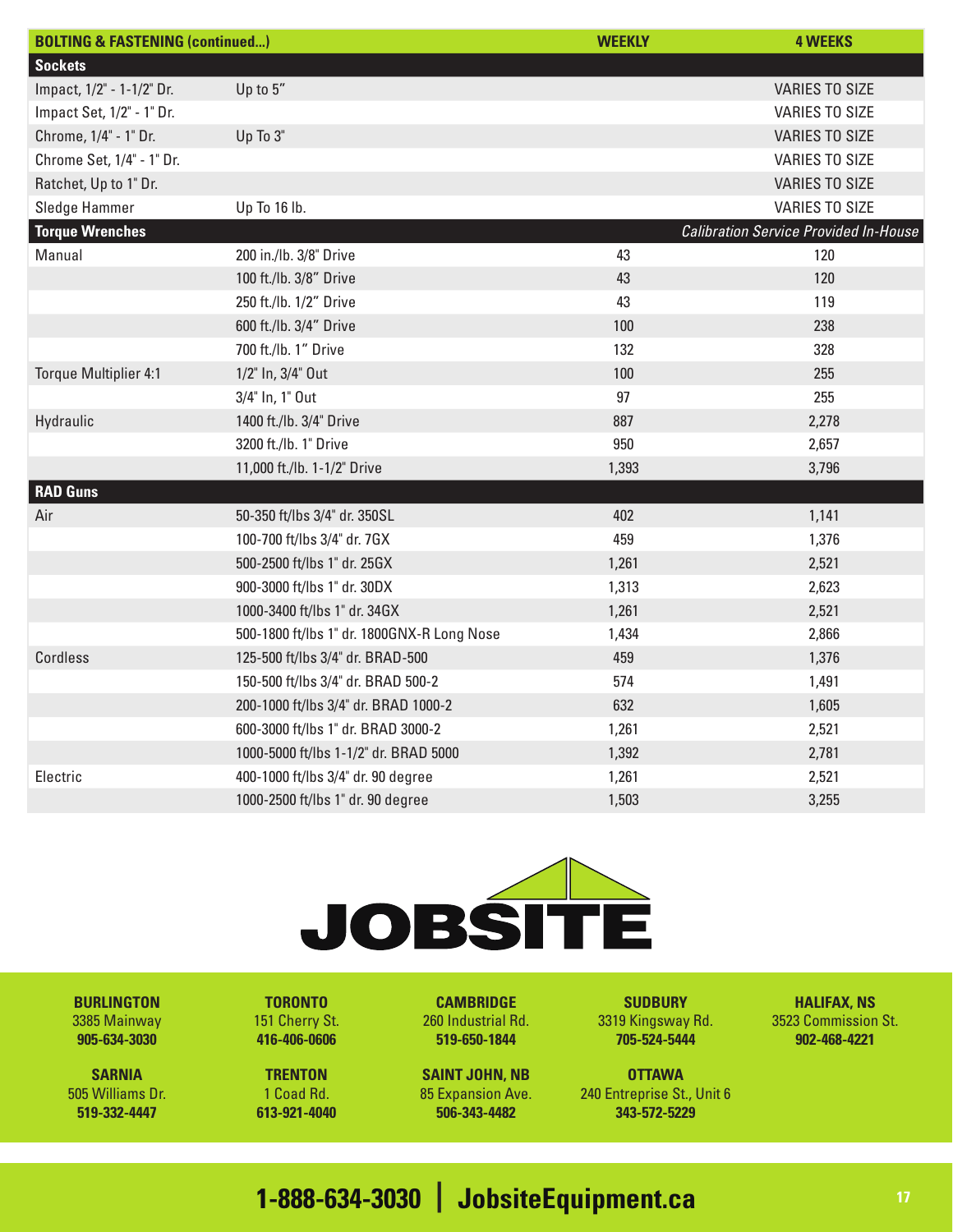| BOLTING & FASTENING (continued...) | | WEEKLY | 4 WEEKS |
|---|---|---|---|
| **Sockets** | | | |
| Impact, 1/2" - 1-1/2" Dr. | Up to 5" | | VARIES TO SIZE |
| Impact Set, 1/2" - 1" Dr. | | | VARIES TO SIZE |
| Chrome, 1/4" - 1" Dr. | Up To 3" | | VARIES TO SIZE |
| Chrome Set, 1/4" - 1" Dr. | | | VARIES TO SIZE |
| Ratchet, Up to 1" Dr. | | | VARIES TO SIZE |
| Sledge Hammer | Up To 16 lb. | | VARIES TO SIZE |
| **Torque Wrenches** | | | *Calibration Service Provided In-House* |
| Manual | 200 in./lb. 3/8" Drive | 43 | 120 |
| | 100 ft./lb. 3/8" Drive | 43 | 120 |
| | 250 ft./lb. 1/2" Drive | 43 | 119 |
| | 600 ft./lb. 3/4" Drive | 100 | 238 |
| | 700 ft./lb. 1" Drive | 132 | 328 |
| Torque Multiplier 4:1 | 1/2" In, 3/4" Out | 100 | 255 |
| | 3/4" In, 1" Out | 97 | 255 |
| Hydraulic | 1400 ft./lb. 3/4" Drive | 887 | 2,278 |
| | 3200 ft./lb. 1" Drive | 950 | 2,657 |
| | 11,000 ft./lb. 1-1/2" Drive | 1,393 | 3,796 |
| **RAD Guns** | | | |
| Air | 50-350 ft/lbs 3/4" dr. 350SL | 402 | 1,141 |
| | 100-700 ft/lbs 3/4" dr. 7GX | 459 | 1,376 |
| | 500-2500 ft/lbs 1" dr. 25GX | 1,261 | 2,521 |
| | 900-3000 ft/lbs 1" dr. 30DX | 1,313 | 2,623 |
| | 1000-3400 ft/lbs 1" dr. 34GX | 1,261 | 2,521 |
| | 500-1800 ft/lbs 1" dr. 1800GNX-R Long Nose | 1,434 | 2,866 |
| Cordless | 125-500 ft/lbs 3/4" dr. BRAD-500 | 459 | 1,376 |
| | 150-500 ft/lbs 3/4" dr. BRAD 500-2 | 574 | 1,491 |
| | 200-1000 ft/lbs 3/4" dr. BRAD 1000-2 | 632 | 1,605 |
| | 600-3000 ft/lbs 1" dr. BRAD 3000-2 | 1,261 | 2,521 |
| | 1000-5000 ft/lbs 1-1/2" dr. BRAD 5000 | 1,392 | 2,781 |
| Electric | 400-1000 ft/lbs 3/4" dr. 90 degree | 1,261 | 2,521 |
| | 1000-2500 ft/lbs 1" dr. 90 degree | 1,503 | 3,255 |

JOBSITE

**BURLINGTON**
3385 Mainway
**905-634-3030**

**TORONTO**
151 Cherry St.
**416-406-0606**

**CAMBRIDGE**
260 Industrial Rd.
**519-650-1844**

**SUDBURY**
3319 Kingsway Rd.
**705-524-5444**

**HALIFAX, NS**
3523 Commission St.
**902-468-4221**

**SARNIA**
505 Williams Dr.
**519-332-4447**

**TRENTON**
1 Coad Rd.
**613-921-4040**

**SAINT JOHN, NB**
85 Expansion Ave.
**506-343-4482**

**OTTAWA**
240 Entreprise St., Unit 6
**343-572-5229**

**1-888-634-3030 | JobsiteEquipment.ca**